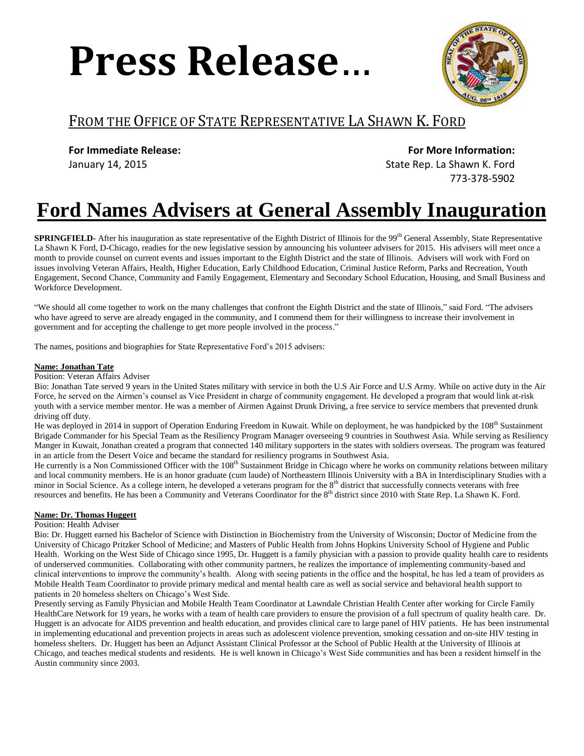# Press Release…

FROM THE OFFICE OF STATE REPRESENTATIVE LA SHAWN K. FORD

**For Immediate Release:**
January 14, 2015

**For More Information:**
State Rep. La Shawn K. Ford
773-378-5902

# Ford Names Advisers at General Assembly Inauguration

**SPRINGFIELD-** After his inauguration as state representative of the Eighth District of Illinois for the 99th General Assembly, State Representative La Shawn K Ford, D-Chicago, readies for the new legislative session by announcing his volunteer advisers for 2015. His advisers will meet once a month to provide counsel on current events and issues important to the Eighth District and the state of Illinois. Advisers will work with Ford on issues involving Veteran Affairs, Health, Higher Education, Early Childhood Education, Criminal Justice Reform, Parks and Recreation, Youth Engagement, Second Chance, Community and Family Engagement, Elementary and Secondary School Education, Housing, and Small Business and Workforce Development.

"We should all come together to work on the many challenges that confront the Eighth District and the state of Illinois," said Ford. "The advisers who have agreed to serve are already engaged in the community, and I commend them for their willingness to increase their involvement in government and for accepting the challenge to get more people involved in the process."

The names, positions and biographies for State Representative Ford's 2015 advisers:

**Name: Jonathan Tate**

Position: Veteran Affairs Adviser

Bio: Jonathan Tate served 9 years in the United States military with service in both the U.S Air Force and U.S Army. While on active duty in the Air Force, he served on the Airmen's counsel as Vice President in charge of community engagement. He developed a program that would link at-risk youth with a service member mentor. He was a member of Airmen Against Drunk Driving, a free service to service members that prevented drunk driving off duty.

He was deployed in 2014 in support of Operation Enduring Freedom in Kuwait. While on deployment, he was handpicked by the 108th Sustainment Brigade Commander for his Special Team as the Resiliency Program Manager overseeing 9 countries in Southwest Asia. While serving as Resiliency Manger in Kuwait, Jonathan created a program that connected 140 military supporters in the states with soldiers overseas. The program was featured in an article from the Desert Voice and became the standard for resiliency programs in Southwest Asia.

He currently is a Non Commissioned Officer with the 108th Sustainment Bridge in Chicago where he works on community relations between military and local community members. He is an honor graduate (cum laude) of Northeastern Illinois University with a BA in Interdisciplinary Studies with a minor in Social Science. As a college intern, he developed a veterans program for the 8th district that successfully connects veterans with free resources and benefits. He has been a Community and Veterans Coordinator for the 8th district since 2010 with State Rep. La Shawn K. Ford.

**Name: Dr. Thomas Huggett**

Position: Health Adviser

Bio: Dr. Huggett earned his Bachelor of Science with Distinction in Biochemistry from the University of Wisconsin; Doctor of Medicine from the University of Chicago Pritzker School of Medicine; and Masters of Public Health from Johns Hopkins University School of Hygiene and Public Health. Working on the West Side of Chicago since 1995, Dr. Huggett is a family physician with a passion to provide quality health care to residents of underserved communities. Collaborating with other community partners, he realizes the importance of implementing community-based and clinical interventions to improve the community's health. Along with seeing patients in the office and the hospital, he has led a team of providers as Mobile Health Team Coordinator to provide primary medical and mental health care as well as social service and behavioral health support to patients in 20 homeless shelters on Chicago's West Side.

Presently serving as Family Physician and Mobile Health Team Coordinator at Lawndale Christian Health Center after working for Circle Family HealthCare Network for 19 years, he works with a team of health care providers to ensure the provision of a full spectrum of quality health care. Dr. Huggett is an advocate for AIDS prevention and health education, and provides clinical care to large panel of HIV patients. He has been instrumental in implementing educational and prevention projects in areas such as adolescent violence prevention, smoking cessation and on-site HIV testing in homeless shelters. Dr. Huggett has been an Adjunct Assistant Clinical Professor at the School of Public Health at the University of Illinois at Chicago, and teaches medical students and residents. He is well known in Chicago's West Side communities and has been a resident himself in the Austin community since 2003.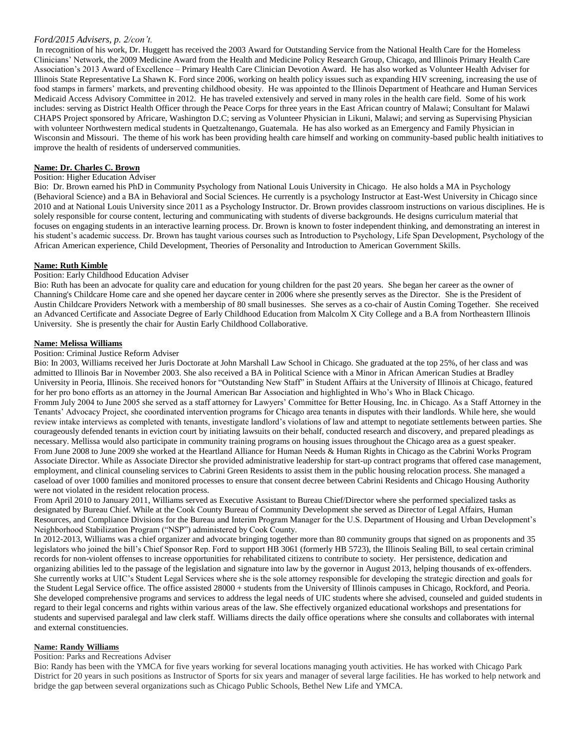*Ford/2015 Advisers, p. 2/con't.*

In recognition of his work, Dr. Huggett has received the 2003 Award for Outstanding Service from the National Health Care for the Homeless Clinicians' Network, the 2009 Medicine Award from the Health and Medicine Policy Research Group, Chicago, and Illinois Primary Health Care Association's 2013 Award of Excellence – Primary Health Care Clinician Devotion Award. He has also worked as Volunteer Health Adviser for Illinois State Representative La Shawn K. Ford since 2006, working on health policy issues such as expanding HIV screening, increasing the use of food stamps in farmers' markets, and preventing childhood obesity. He was appointed to the Illinois Department of Heathcare and Human Services Medicaid Access Advisory Committee in 2012. He has traveled extensively and served in many roles in the health care field. Some of his work includes: serving as District Health Officer through the Peace Corps for three years in the East African country of Malawi; Consultant for Malawi CHAPS Project sponsored by Africare, Washington D.C; serving as Volunteer Physician in Likuni, Malawi; and serving as Supervising Physician with volunteer Northwestern medical students in Quetzaltenango, Guatemala. He has also worked as an Emergency and Family Physician in Wisconsin and Missouri. The theme of his work has been providing health care himself and working on community-based public health initiatives to improve the health of residents of underserved communities.

**Name: Dr. Charles C. Brown**

Position: Higher Education Adviser

Bio: Dr. Brown earned his PhD in Community Psychology from National Louis University in Chicago. He also holds a MA in Psychology (Behavioral Science) and a BA in Behavioral and Social Sciences. He currently is a psychology Instructor at East-West University in Chicago since 2010 and at National Louis University since 2011 as a Psychology Instructor. Dr. Brown provides classroom instructions on various disciplines. He is solely responsible for course content, lecturing and communicating with students of diverse backgrounds. He designs curriculum material that focuses on engaging students in an interactive learning process. Dr. Brown is known to foster independent thinking, and demonstrating an interest in his student's academic success. Dr. Brown has taught various courses such as Introduction to Psychology, Life Span Development, Psychology of the African American experience, Child Development, Theories of Personality and Introduction to American Government Skills.

**Name: Ruth Kimble**

Position: Early Childhood Education Adviser

Bio: Ruth has been an advocate for quality care and education for young children for the past 20 years. She began her career as the owner of Channing's Childcare Home care and she opened her daycare center in 2006 where she presently serves as the Director. She is the President of Austin Childcare Providers Network with a membership of 80 small businesses. She serves as a co-chair of Austin Coming Together. She received an Advanced Certificate and Associate Degree of Early Childhood Education from Malcolm X City College and a B.A from Northeastern Illinois University. She is presently the chair for Austin Early Childhood Collaborative.

**Name: Melissa Williams**

Position: Criminal Justice Reform Adviser

Bio: In 2003, Williams received her Juris Doctorate at John Marshall Law School in Chicago. She graduated at the top 25%, of her class and was admitted to Illinois Bar in November 2003. She also received a BA in Political Science with a Minor in African American Studies at Bradley University in Peoria, Illinois. She received honors for "Outstanding New Staff" in Student Affairs at the University of Illinois at Chicago, featured for her pro bono efforts as an attorney in the Journal American Bar Association and highlighted in Who's Who in Black Chicago.

Fromm July 2004 to June 2005 she served as a staff attorney for Lawyers' Committee for Better Housing, Inc. in Chicago. As a Staff Attorney in the Tenants' Advocacy Project, she coordinated intervention programs for Chicago area tenants in disputes with their landlords. While here, she would review intake interviews as completed with tenants, investigate landlord's violations of law and attempt to negotiate settlements between parties. She courageously defended tenants in eviction court by initiating lawsuits on their behalf, conducted research and discovery, and prepared pleadings as necessary. Mellissa would also participate in community training programs on housing issues throughout the Chicago area as a guest speaker.

From June 2008 to June 2009 she worked at the Heartland Alliance for Human Needs & Human Rights in Chicago as the Cabrini Works Program Associate Director. While as Associate Director she provided administrative leadership for start-up contract programs that offered case management, employment, and clinical counseling services to Cabrini Green Residents to assist them in the public housing relocation process. She managed a caseload of over 1000 families and monitored processes to ensure that consent decree between Cabrini Residents and Chicago Housing Authority were not violated in the resident relocation process.

From April 2010 to January 2011, Williams served as Executive Assistant to Bureau Chief/Director where she performed specialized tasks as designated by Bureau Chief. While at the Cook County Bureau of Community Development she served as Director of Legal Affairs, Human Resources, and Compliance Divisions for the Bureau and Interim Program Manager for the U.S. Department of Housing and Urban Development's Neighborhood Stabilization Program ("NSP") administered by Cook County.

In 2012-2013, Williams was a chief organizer and advocate bringing together more than 80 community groups that signed on as proponents and 35 legislators who joined the bill's Chief Sponsor Rep. Ford to support HB 3061 (formerly HB 5723), the Illinois Sealing Bill, to seal certain criminal records for non-violent offenses to increase opportunities for rehabilitated citizens to contribute to society. Her persistence, dedication and organizing abilities led to the passage of the legislation and signature into law by the governor in August 2013, helping thousands of ex-offenders. She currently works at UIC's Student Legal Services where she is the sole attorney responsible for developing the strategic direction and goals for the Student Legal Service office. The office assisted 28000 + students from the University of Illinois campuses in Chicago, Rockford, and Peoria. She developed comprehensive programs and services to address the legal needs of UIC students where she advised, counseled and guided students in regard to their legal concerns and rights within various areas of the law. She effectively organized educational workshops and presentations for students and supervised paralegal and law clerk staff. Williams directs the daily office operations where she consults and collaborates with internal and external constituencies.

**Name: Randy Williams**

Position: Parks and Recreations Adviser

Bio: Randy has been with the YMCA for five years working for several locations managing youth activities. He has worked with Chicago Park District for 20 years in such positions as Instructor of Sports for six years and manager of several large facilities. He has worked to help network and bridge the gap between several organizations such as Chicago Public Schools, Bethel New Life and YMCA.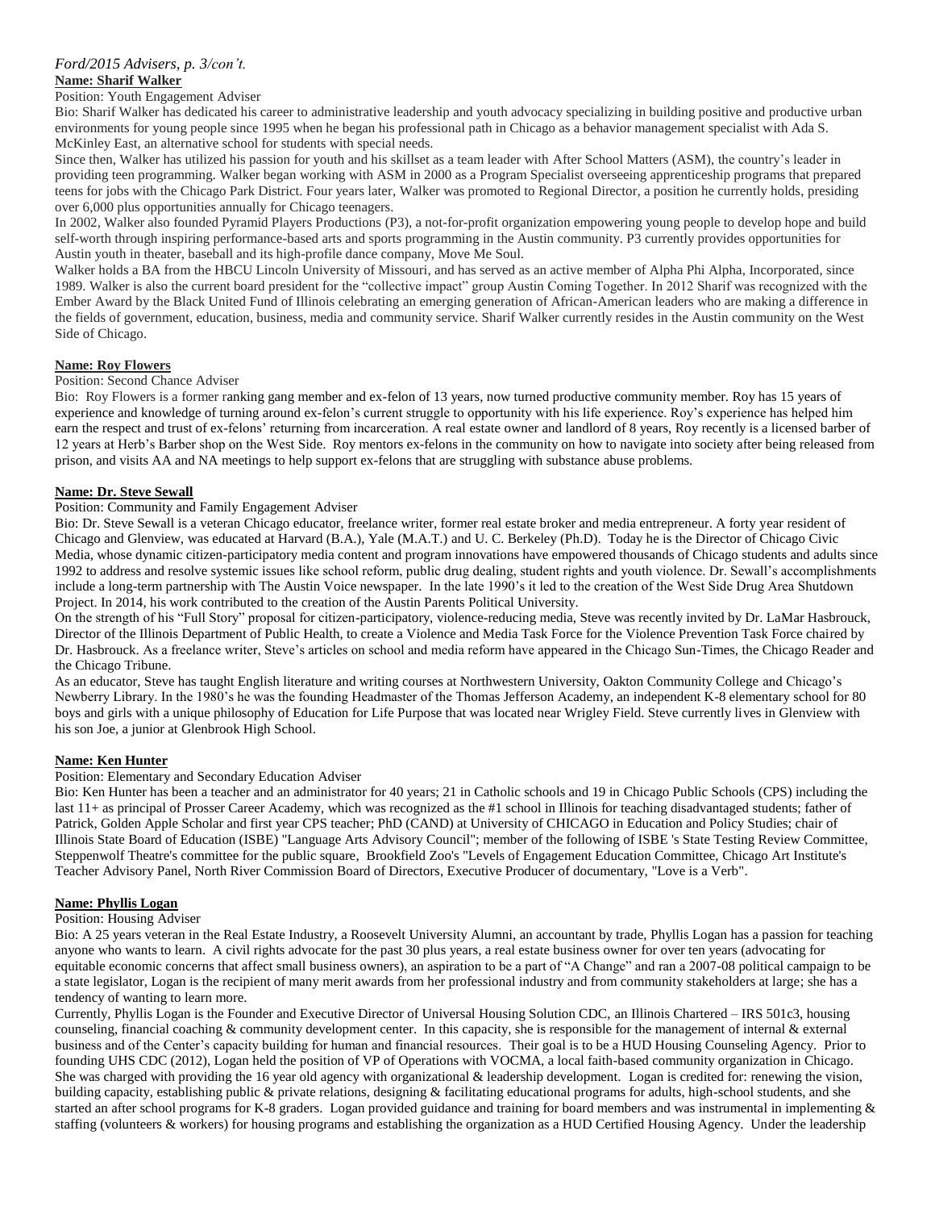*Ford/2015 Advisers, p. 3/con't.*

**Name: Sharif Walker**

Position: Youth Engagement Adviser

Bio: Sharif Walker has dedicated his career to administrative leadership and youth advocacy specializing in building positive and productive urban environments for young people since 1995 when he began his professional path in Chicago as a behavior management specialist with Ada S. McKinley East, an alternative school for students with special needs.

Since then, Walker has utilized his passion for youth and his skillset as a team leader with After School Matters (ASM), the country's leader in providing teen programming. Walker began working with ASM in 2000 as a Program Specialist overseeing apprenticeship programs that prepared teens for jobs with the Chicago Park District. Four years later, Walker was promoted to Regional Director, a position he currently holds, presiding over 6,000 plus opportunities annually for Chicago teenagers.

In 2002, Walker also founded Pyramid Players Productions (P3), a not-for-profit organization empowering young people to develop hope and build self-worth through inspiring performance-based arts and sports programming in the Austin community. P3 currently provides opportunities for Austin youth in theater, baseball and its high-profile dance company, Move Me Soul.

Walker holds a BA from the HBCU Lincoln University of Missouri, and has served as an active member of Alpha Phi Alpha, Incorporated, since 1989. Walker is also the current board president for the "collective impact" group Austin Coming Together. In 2012 Sharif was recognized with the Ember Award by the Black United Fund of Illinois celebrating an emerging generation of African-American leaders who are making a difference in the fields of government, education, business, media and community service. Sharif Walker currently resides in the Austin community on the West Side of Chicago.

**Name: Roy Flowers**

Position: Second Chance Adviser

Bio: Roy Flowers is a former ranking gang member and ex-felon of 13 years, now turned productive community member. Roy has 15 years of experience and knowledge of turning around ex-felon's current struggle to opportunity with his life experience. Roy's experience has helped him earn the respect and trust of ex-felons' returning from incarceration. A real estate owner and landlord of 8 years, Roy recently is a licensed barber of 12 years at Herb's Barber shop on the West Side. Roy mentors ex-felons in the community on how to navigate into society after being released from prison, and visits AA and NA meetings to help support ex-felons that are struggling with substance abuse problems.

**Name: Dr. Steve Sewall**

Position: Community and Family Engagement Adviser

Bio: Dr. Steve Sewall is a veteran Chicago educator, freelance writer, former real estate broker and media entrepreneur. A forty year resident of Chicago and Glenview, was educated at Harvard (B.A.), Yale (M.A.T.) and U. C. Berkeley (Ph.D). Today he is the Director of Chicago Civic Media, whose dynamic citizen-participatory media content and program innovations have empowered thousands of Chicago students and adults since 1992 to address and resolve systemic issues like school reform, public drug dealing, student rights and youth violence. Dr. Sewall's accomplishments include a long-term partnership with The Austin Voice newspaper. In the late 1990's it led to the creation of the West Side Drug Area Shutdown Project. In 2014, his work contributed to the creation of the Austin Parents Political University.

On the strength of his "Full Story" proposal for citizen-participatory, violence-reducing media, Steve was recently invited by Dr. LaMar Hasbrouck, Director of the Illinois Department of Public Health, to create a Violence and Media Task Force for the Violence Prevention Task Force chaired by Dr. Hasbrouck. As a freelance writer, Steve's articles on school and media reform have appeared in the Chicago Sun-Times, the Chicago Reader and the Chicago Tribune.

As an educator, Steve has taught English literature and writing courses at Northwestern University, Oakton Community College and Chicago's Newberry Library. In the 1980's he was the founding Headmaster of the Thomas Jefferson Academy, an independent K-8 elementary school for 80 boys and girls with a unique philosophy of Education for Life Purpose that was located near Wrigley Field. Steve currently lives in Glenview with his son Joe, a junior at Glenbrook High School.

**Name: Ken Hunter**

Position: Elementary and Secondary Education Adviser

Bio: Ken Hunter has been a teacher and an administrator for 40 years; 21 in Catholic schools and 19 in Chicago Public Schools (CPS) including the last 11+ as principal of Prosser Career Academy, which was recognized as the #1 school in Illinois for teaching disadvantaged students; father of Patrick, Golden Apple Scholar and first year CPS teacher; PhD (CAND) at University of CHICAGO in Education and Policy Studies; chair of Illinois State Board of Education (ISBE) "Language Arts Advisory Council"; member of the following of ISBE 's State Testing Review Committee, Steppenwolf Theatre's committee for the public square, Brookfield Zoo's "Levels of Engagement Education Committee, Chicago Art Institute's Teacher Advisory Panel, North River Commission Board of Directors, Executive Producer of documentary, "Love is a Verb".

**Name: Phyllis Logan**

Position: Housing Adviser

Bio: A 25 years veteran in the Real Estate Industry, a Roosevelt University Alumni, an accountant by trade, Phyllis Logan has a passion for teaching anyone who wants to learn. A civil rights advocate for the past 30 plus years, a real estate business owner for over ten years (advocating for equitable economic concerns that affect small business owners), an aspiration to be a part of "A Change" and ran a 2007-08 political campaign to be a state legislator, Logan is the recipient of many merit awards from her professional industry and from community stakeholders at large; she has a tendency of wanting to learn more.

Currently, Phyllis Logan is the Founder and Executive Director of Universal Housing Solution CDC, an Illinois Chartered – IRS 501c3, housing counseling, financial coaching & community development center. In this capacity, she is responsible for the management of internal & external business and of the Center's capacity building for human and financial resources. Their goal is to be a HUD Housing Counseling Agency. Prior to founding UHS CDC (2012), Logan held the position of VP of Operations with VOCMA, a local faith-based community organization in Chicago. She was charged with providing the 16 year old agency with organizational & leadership development. Logan is credited for: renewing the vision, building capacity, establishing public & private relations, designing & facilitating educational programs for adults, high-school students, and she started an after school programs for K-8 graders. Logan provided guidance and training for board members and was instrumental in implementing & staffing (volunteers & workers) for housing programs and establishing the organization as a HUD Certified Housing Agency. Under the leadership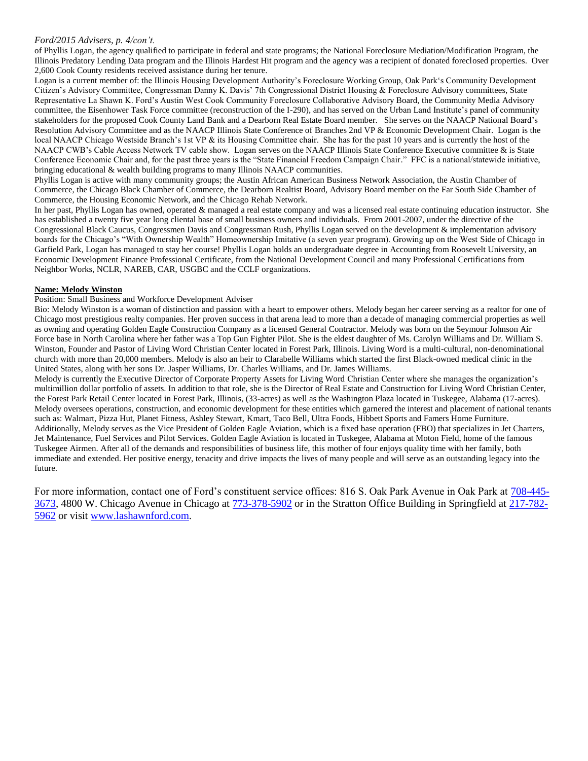*Ford/2015 Advisers, p. 4/con't.*

of Phyllis Logan, the agency qualified to participate in federal and state programs; the National Foreclosure Mediation/Modification Program, the Illinois Predatory Lending Data program and the Illinois Hardest Hit program and the agency was a recipient of donated foreclosed properties. Over 2,600 Cook County residents received assistance during her tenure.

Logan is a current member of: the Illinois Housing Development Authority's Foreclosure Working Group, Oak Park's Community Development Citizen's Advisory Committee, Congressman Danny K. Davis' 7th Congressional District Housing & Foreclosure Advisory committees, State Representative La Shawn K. Ford's Austin West Cook Community Foreclosure Collaborative Advisory Board, the Community Media Advisory committee, the Eisenhower Task Force committee (reconstruction of the I-290), and has served on the Urban Land Institute's panel of community stakeholders for the proposed Cook County Land Bank and a Dearborn Real Estate Board member. She serves on the NAACP National Board's Resolution Advisory Committee and as the NAACP Illinois State Conference of Branches 2nd VP & Economic Development Chair. Logan is the local NAACP Chicago Westside Branch's 1st VP & its Housing Committee chair. She has for the past 10 years and is currently the host of the NAACP CWB's Cable Access Network TV cable show. Logan serves on the NAACP Illinois State Conference Executive committee & is State Conference Economic Chair and, for the past three years is the "State Financial Freedom Campaign Chair." FFC is a national/statewide initiative, bringing educational & wealth building programs to many Illinois NAACP communities.

Phyllis Logan is active with many community groups; the Austin African American Business Network Association, the Austin Chamber of Commerce, the Chicago Black Chamber of Commerce, the Dearborn Realtist Board, Advisory Board member on the Far South Side Chamber of Commerce, the Housing Economic Network, and the Chicago Rehab Network.

In her past, Phyllis Logan has owned, operated & managed a real estate company and was a licensed real estate continuing education instructor. She has established a twenty five year long cliental base of small business owners and individuals. From 2001-2007, under the directive of the Congressional Black Caucus, Congressmen Davis and Congressman Rush, Phyllis Logan served on the development & implementation advisory boards for the Chicago's "With Ownership Wealth" Homeownership Imitative (a seven year program). Growing up on the West Side of Chicago in Garfield Park, Logan has managed to stay her course! Phyllis Logan holds an undergraduate degree in Accounting from Roosevelt University, an Economic Development Finance Professional Certificate, from the National Development Council and many Professional Certifications from Neighbor Works, NCLR, NAREB, CAR, USGBC and the CCLF organizations.

**Name: Melody Winston**

Position: Small Business and Workforce Development Adviser

Bio: Melody Winston is a woman of distinction and passion with a heart to empower others. Melody began her career serving as a realtor for one of Chicago most prestigious realty companies. Her proven success in that arena lead to more than a decade of managing commercial properties as well as owning and operating Golden Eagle Construction Company as a licensed General Contractor. Melody was born on the Seymour Johnson Air Force base in North Carolina where her father was a Top Gun Fighter Pilot. She is the eldest daughter of Ms. Carolyn Williams and Dr. William S. Winston, Founder and Pastor of Living Word Christian Center located in Forest Park, Illinois. Living Word is a multi-cultural, non-denominational church with more than 20,000 members. Melody is also an heir to Clarabelle Williams which started the first Black-owned medical clinic in the United States, along with her sons Dr. Jasper Williams, Dr. Charles Williams, and Dr. James Williams.

Melody is currently the Executive Director of Corporate Property Assets for Living Word Christian Center where she manages the organization's multimillion dollar portfolio of assets. In addition to that role, she is the Director of Real Estate and Construction for Living Word Christian Center, the Forest Park Retail Center located in Forest Park, Illinois, (33-acres) as well as the Washington Plaza located in Tuskegee, Alabama (17-acres). Melody oversees operations, construction, and economic development for these entities which garnered the interest and placement of national tenants such as: Walmart, Pizza Hut, Planet Fitness, Ashley Stewart, Kmart, Taco Bell, Ultra Foods, Hibbett Sports and Famers Home Furniture. Additionally, Melody serves as the Vice President of Golden Eagle Aviation, which is a fixed base operation (FBO) that specializes in Jet Charters, Jet Maintenance, Fuel Services and Pilot Services. Golden Eagle Aviation is located in Tuskegee, Alabama at Moton Field, home of the famous Tuskegee Airmen. After all of the demands and responsibilities of business life, this mother of four enjoys quality time with her family, both immediate and extended. Her positive energy, tenacity and drive impacts the lives of many people and will serve as an outstanding legacy into the future.

For more information, contact one of Ford's constituent service offices: 816 S. Oak Park Avenue in Oak Park at 708-445-3673, 4800 W. Chicago Avenue in Chicago at 773-378-5902 or in the Stratton Office Building in Springfield at 217-782-5962 or visit www.lashawnford.com.